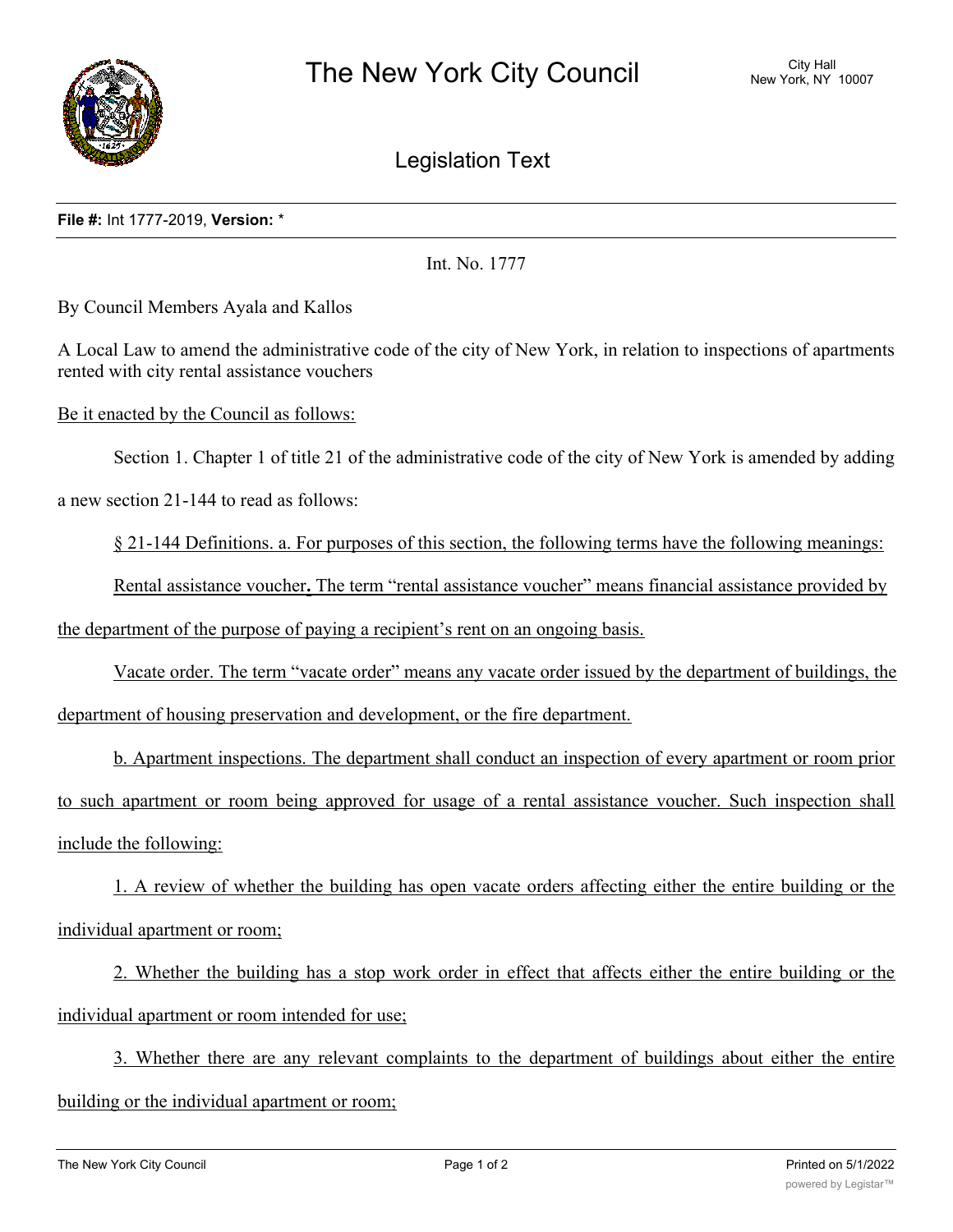# The New York City Council

City Hall
New York, NY 10007

## Legislation Text

**File #:** Int 1777-2019, **Version:** *

Int. No. 1777

By Council Members Ayala and Kallos

A Local Law to amend the administrative code of the city of New York, in relation to inspections of apartments rented with city rental assistance vouchers

Be it enacted by the Council as follows:

Section 1. Chapter 1 of title 21 of the administrative code of the city of New York is amended by adding a new section 21-144 to read as follows:

§ 21-144 Definitions. a. For purposes of this section, the following terms have the following meanings:

Rental assistance voucher**.** The term "rental assistance voucher" means financial assistance provided by the department of the purpose of paying a recipient's rent on an ongoing basis.

Vacate order. The term "vacate order" means any vacate order issued by the department of buildings, the department of housing preservation and development, or the fire department.

b. Apartment inspections. The department shall conduct an inspection of every apartment or room prior to such apartment or room being approved for usage of a rental assistance voucher. Such inspection shall include the following:

1. A review of whether the building has open vacate orders affecting either the entire building or the individual apartment or room;

2. Whether the building has a stop work order in effect that affects either the entire building or the individual apartment or room intended for use;

3. Whether there are any relevant complaints to the department of buildings about either the entire building or the individual apartment or room;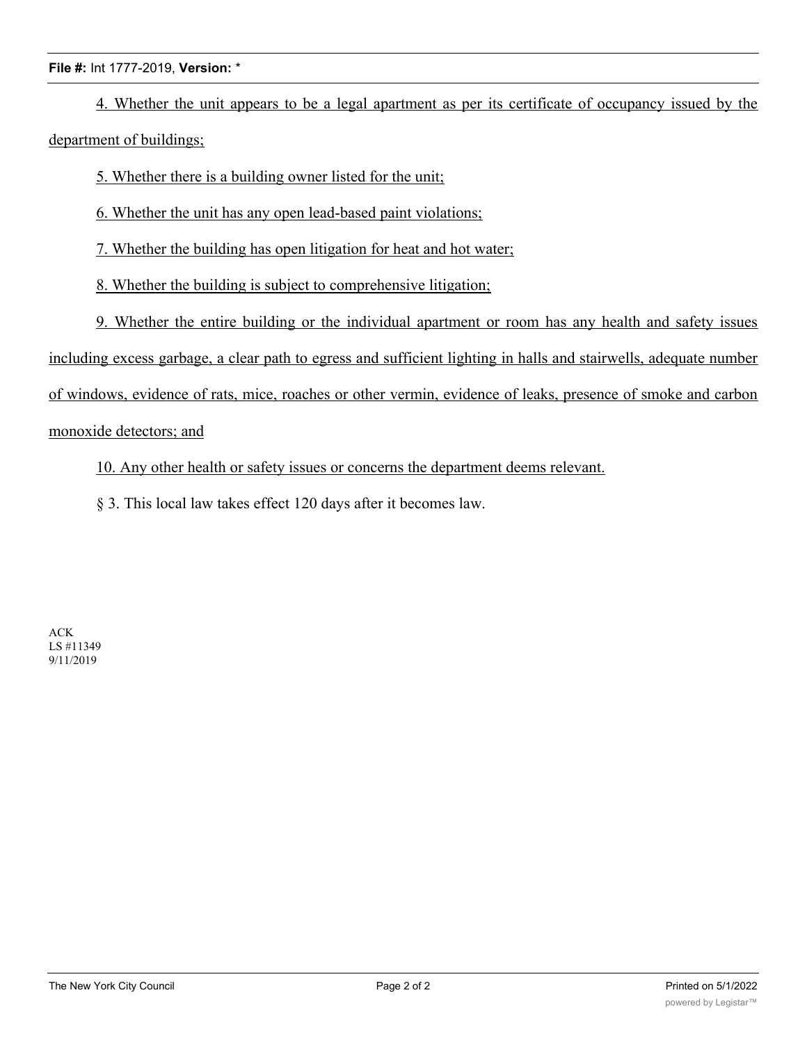4. Whether the unit appears to be a legal apartment as per its certificate of occupancy issued by the department of buildings;

5. Whether there is a building owner listed for the unit;

6. Whether the unit has any open lead-based paint violations;

7. Whether the building has open litigation for heat and hot water;

8. Whether the building is subject to comprehensive litigation;

9. Whether the entire building or the individual apartment or room has any health and safety issues including excess garbage, a clear path to egress and sufficient lighting in halls and stairwells, adequate number of windows, evidence of rats, mice, roaches or other vermin, evidence of leaks, presence of smoke and carbon monoxide detectors; and

10. Any other health or safety issues or concerns the department deems relevant.

§ 3. This local law takes effect 120 days after it becomes law.

ACK
LS #11349
9/11/2019